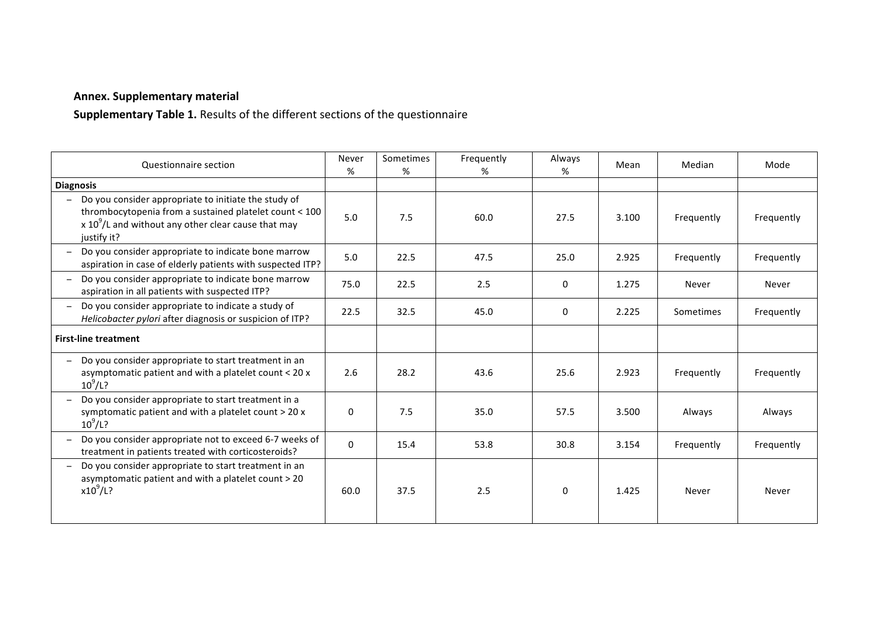**Annex. Supplementary material**

**Supplementary Table 1.** Results of the different sections of the questionnaire

| Questionnaire section | Never % | Sometimes % | Frequently % | Always % | Mean | Median | Mode |
|---|---|---|---|---|---|---|---|
| **Diagnosis** | | | | | | | |
| – Do you consider appropriate to initiate the study of thrombocytopenia from a sustained platelet count < 100 x $10^9$/L and without any other clear cause that may justify it? | 5.0 | 7.5 | 60.0 | 27.5 | 3.100 | Frequently | Frequently |
| – Do you consider appropriate to indicate bone marrow aspiration in case of elderly patients with suspected ITP? | 5.0 | 22.5 | 47.5 | 25.0 | 2.925 | Frequently | Frequently |
| – Do you consider appropriate to indicate bone marrow aspiration in all patients with suspected ITP? | 75.0 | 22.5 | 2.5 | 0 | 1.275 | Never | Never |
| – Do you consider appropriate to indicate a study of *Helicobacter pylori* after diagnosis or suspicion of ITP? | 22.5 | 32.5 | 45.0 | 0 | 2.225 | Sometimes | Frequently |
| **First-line treatment** | | | | | | | |
| – Do you consider appropriate to start treatment in an asymptomatic patient and with a platelet count < 20 x $10^9$/L? | 2.6 | 28.2 | 43.6 | 25.6 | 2.923 | Frequently | Frequently |
| – Do you consider appropriate to start treatment in a symptomatic patient and with a platelet count > 20 x $10^9$/L? | 0 | 7.5 | 35.0 | 57.5 | 3.500 | Always | Always |
| – Do you consider appropriate not to exceed 6-7 weeks of treatment in patients treated with corticosteroids? | 0 | 15.4 | 53.8 | 30.8 | 3.154 | Frequently | Frequently |
| – Do you consider appropriate to start treatment in an asymptomatic patient and with a platelet count > 20 x$10^9$/L? | 60.0 | 37.5 | 2.5 | 0 | 1.425 | Never | Never |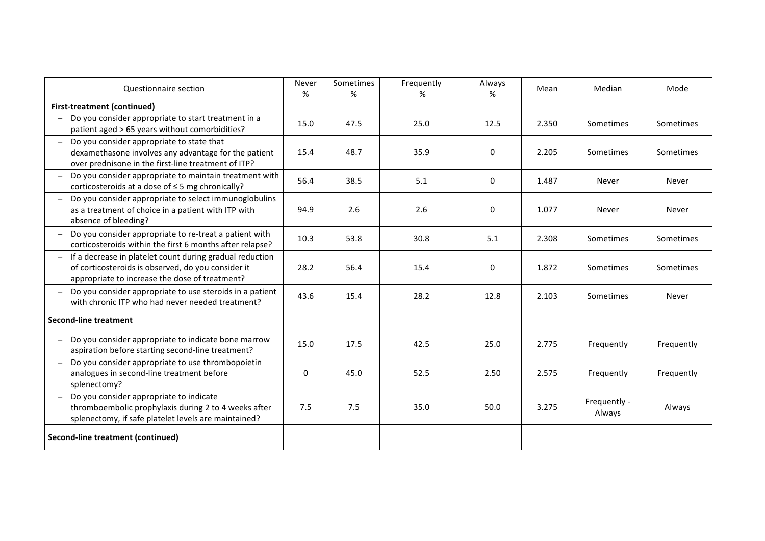| Questionnaire section | Never % | Sometimes % | Frequently % | Always % | Mean | Median | Mode |
|---|---|---|---|---|---|---|---|
| **First-treatment (continued)** | | | | | | | |
| – Do you consider appropriate to start treatment in a patient aged > 65 years without comorbidities? | 15.0 | 47.5 | 25.0 | 12.5 | 2.350 | Sometimes | Sometimes |
| – Do you consider appropriate to state that dexamethasone involves any advantage for the patient over prednisone in the first-line treatment of ITP? | 15.4 | 48.7 | 35.9 | 0 | 2.205 | Sometimes | Sometimes |
| – Do you consider appropriate to maintain treatment with corticosteroids at a dose of ≤ 5 mg chronically? | 56.4 | 38.5 | 5.1 | 0 | 1.487 | Never | Never |
| – Do you consider appropriate to select immunoglobulins as a treatment of choice in a patient with ITP with absence of bleeding? | 94.9 | 2.6 | 2.6 | 0 | 1.077 | Never | Never |
| – Do you consider appropriate to re-treat a patient with corticosteroids within the first 6 months after relapse? | 10.3 | 53.8 | 30.8 | 5.1 | 2.308 | Sometimes | Sometimes |
| – If a decrease in platelet count during gradual reduction of corticosteroids is observed, do you consider it appropriate to increase the dose of treatment? | 28.2 | 56.4 | 15.4 | 0 | 1.872 | Sometimes | Sometimes |
| – Do you consider appropriate to use steroids in a patient with chronic ITP who had never needed treatment? | 43.6 | 15.4 | 28.2 | 12.8 | 2.103 | Sometimes | Never |
| **Second-line treatment** | | | | | | | |
| – Do you consider appropriate to indicate bone marrow aspiration before starting second-line treatment? | 15.0 | 17.5 | 42.5 | 25.0 | 2.775 | Frequently | Frequently |
| – Do you consider appropriate to use thrombopoietin analogues in second-line treatment before splenectomy? | 0 | 45.0 | 52.5 | 2.50 | 2.575 | Frequently | Frequently |
| – Do you consider appropriate to indicate thromboembolic prophylaxis during 2 to 4 weeks after splenectomy, if safe platelet levels are maintained? | 7.5 | 7.5 | 35.0 | 50.0 | 3.275 | Frequently - Always | Always |
| **Second-line treatment (continued)** | | | | | | | |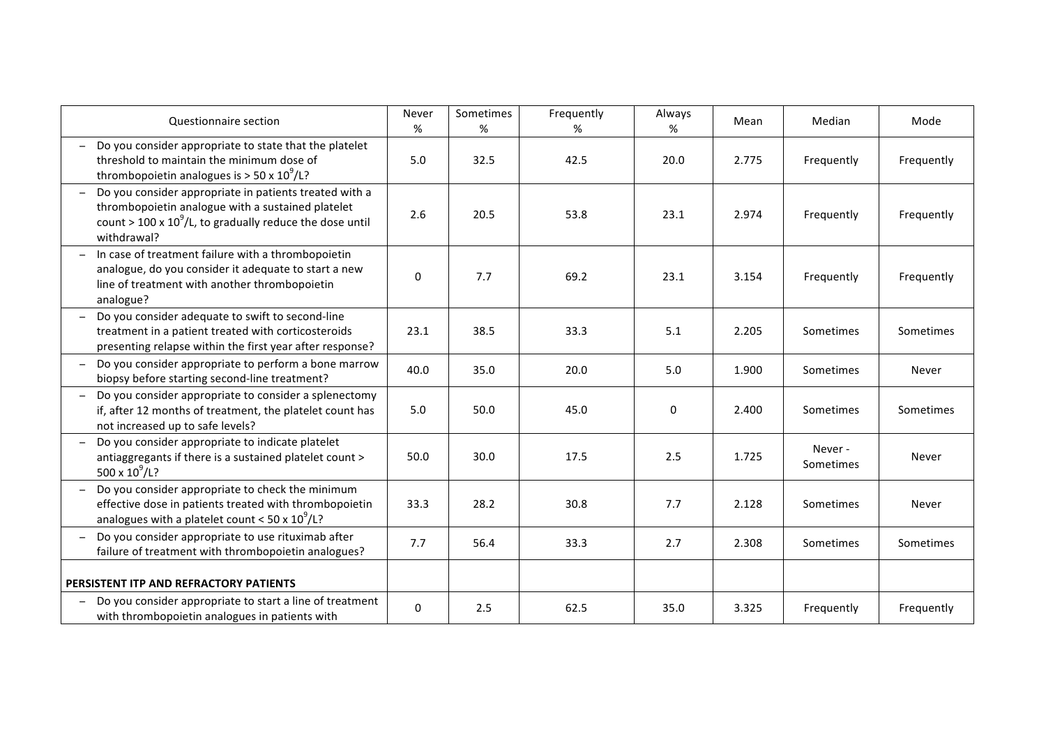| Questionnaire section | Never % | Sometimes % | Frequently % | Always % | Mean | Median | Mode |
|---|---|---|---|---|---|---|---|
| – Do you consider appropriate to state that the platelet threshold to maintain the minimum dose of thrombopoietin analogues is > 50 x $10^9$/L? | 5.0 | 32.5 | 42.5 | 20.0 | 2.775 | Frequently | Frequently |
| – Do you consider appropriate in patients treated with a thrombopoietin analogue with a sustained platelet count > 100 x $10^9$/L, to gradually reduce the dose until withdrawal? | 2.6 | 20.5 | 53.8 | 23.1 | 2.974 | Frequently | Frequently |
| – In case of treatment failure with a thrombopoietin analogue, do you consider it adequate to start a new line of treatment with another thrombopoietin analogue? | 0 | 7.7 | 69.2 | 23.1 | 3.154 | Frequently | Frequently |
| – Do you consider adequate to swift to second-line treatment in a patient treated with corticosteroids presenting relapse within the first year after response? | 23.1 | 38.5 | 33.3 | 5.1 | 2.205 | Sometimes | Sometimes |
| – Do you consider appropriate to perform a bone marrow biopsy before starting second-line treatment? | 40.0 | 35.0 | 20.0 | 5.0 | 1.900 | Sometimes | Never |
| – Do you consider appropriate to consider a splenectomy if, after 12 months of treatment, the platelet count has not increased up to safe levels? | 5.0 | 50.0 | 45.0 | 0 | 2.400 | Sometimes | Sometimes |
| – Do you consider appropriate to indicate platelet antiaggregants if there is a sustained platelet count > 500 x $10^9$/L? | 50.0 | 30.0 | 17.5 | 2.5 | 1.725 | Never - Sometimes | Never |
| – Do you consider appropriate to check the minimum effective dose in patients treated with thrombopoietin analogues with a platelet count < 50 x $10^9$/L? | 33.3 | 28.2 | 30.8 | 7.7 | 2.128 | Sometimes | Never |
| – Do you consider appropriate to use rituximab after failure of treatment with thrombopoietin analogues? | 7.7 | 56.4 | 33.3 | 2.7 | 2.308 | Sometimes | Sometimes |
| **PERSISTENT ITP AND REFRACTORY PATIENTS** | | | | | | | |
| – Do you consider appropriate to start a line of treatment with thrombopoietin analogues in patients with | 0 | 2.5 | 62.5 | 35.0 | 3.325 | Frequently | Frequently |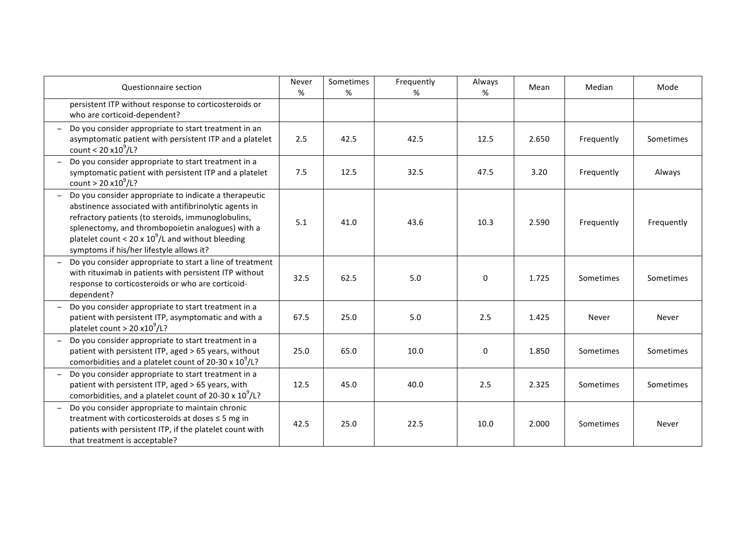| Questionnaire section | Never % | Sometimes % | Frequently % | Always % | Mean | Median | Mode |
|---|---|---|---|---|---|---|---|
| persistent ITP without response to corticosteroids or who are corticoid-dependent? | | | | | | | |
| – Do you consider appropriate to start treatment in an asymptomatic patient with persistent ITP and a platelet count < 20 $x10^9$/L? | 2.5 | 42.5 | 42.5 | 12.5 | 2.650 | Frequently | Sometimes |
| – Do you consider appropriate to start treatment in a symptomatic patient with persistent ITP and a platelet count > 20 $x10^9$/L? | 7.5 | 12.5 | 32.5 | 47.5 | 3.20 | Frequently | Always |
| – Do you consider appropriate to indicate a therapeutic abstinence associated with antifibrinolytic agents in refractory patients (to steroids, immunoglobulins, splenectomy, and thrombopoietin analogues) with a platelet count < 20 x $10^9$/L and without bleeding symptoms if his/her lifestyle allows it? | 5.1 | 41.0 | 43.6 | 10.3 | 2.590 | Frequently | Frequently |
| – Do you consider appropriate to start a line of treatment with rituximab in patients with persistent ITP without response to corticosteroids or who are corticoid-dependent? | 32.5 | 62.5 | 5.0 | 0 | 1.725 | Sometimes | Sometimes |
| – Do you consider appropriate to start treatment in a patient with persistent ITP, asymptomatic and with a platelet count > 20 $x10^9$/L? | 67.5 | 25.0 | 5.0 | 2.5 | 1.425 | Never | Never |
| – Do you consider appropriate to start treatment in a patient with persistent ITP, aged > 65 years, without comorbidities and a platelet count of 20-30 x $10^9$/L? | 25.0 | 65.0 | 10.0 | 0 | 1.850 | Sometimes | Sometimes |
| – Do you consider appropriate to start treatment in a patient with persistent ITP, aged > 65 years, with comorbidities, and a platelet count of 20-30 x $10^9$/L? | 12.5 | 45.0 | 40.0 | 2.5 | 2.325 | Sometimes | Sometimes |
| – Do you consider appropriate to maintain chronic treatment with corticosteroids at doses ≤ 5 mg in patients with persistent ITP, if the platelet count with that treatment is acceptable? | 42.5 | 25.0 | 22.5 | 10.0 | 2.000 | Sometimes | Never |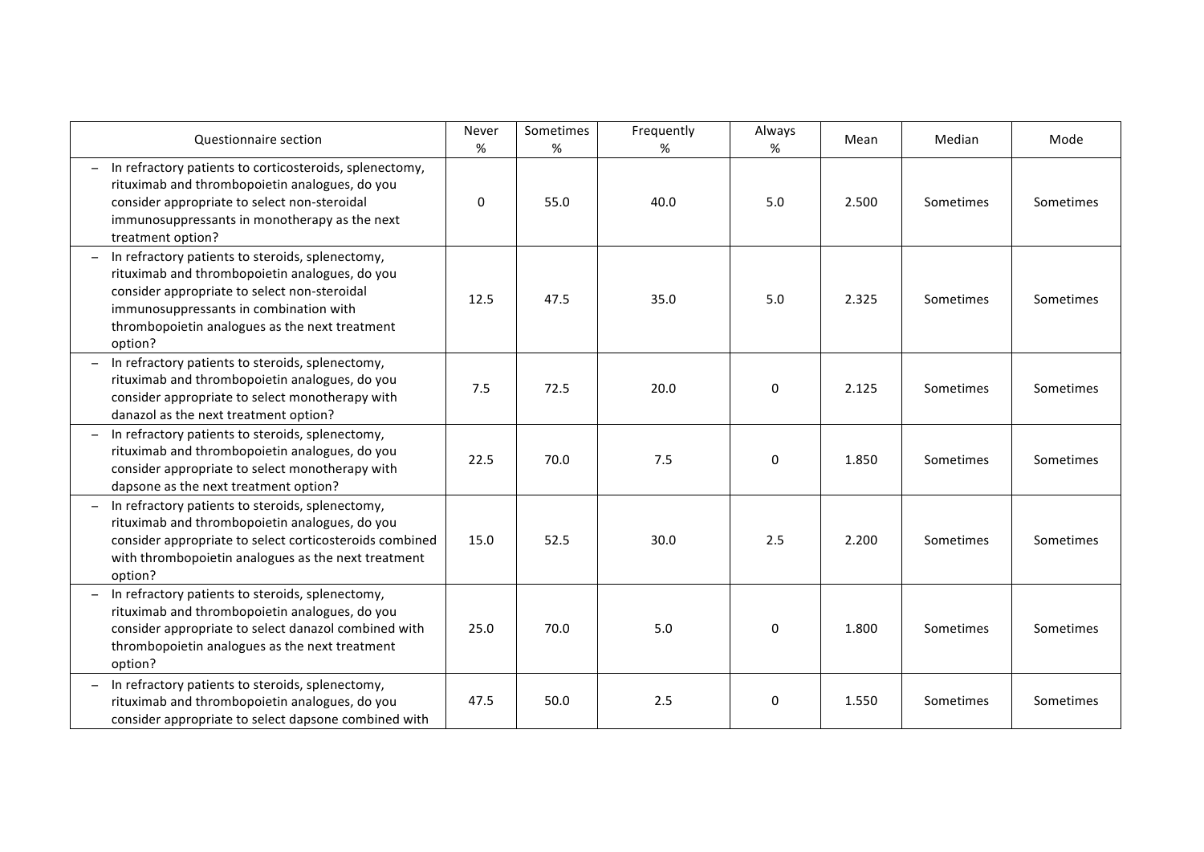| Questionnaire section | Never % | Sometimes % | Frequently % | Always % | Mean | Median | Mode |
|---|---|---|---|---|---|---|---|
| – In refractory patients to corticosteroids, splenectomy, rituximab and thrombopoietin analogues, do you consider appropriate to select non-steroidal immunosuppressants in monotherapy as the next treatment option? | 0 | 55.0 | 40.0 | 5.0 | 2.500 | Sometimes | Sometimes |
| – In refractory patients to steroids, splenectomy, rituximab and thrombopoietin analogues, do you consider appropriate to select non-steroidal immunosuppressants in combination with thrombopoietin analogues as the next treatment option? | 12.5 | 47.5 | 35.0 | 5.0 | 2.325 | Sometimes | Sometimes |
| – In refractory patients to steroids, splenectomy, rituximab and thrombopoietin analogues, do you consider appropriate to select monotherapy with danazol as the next treatment option? | 7.5 | 72.5 | 20.0 | 0 | 2.125 | Sometimes | Sometimes |
| – In refractory patients to steroids, splenectomy, rituximab and thrombopoietin analogues, do you consider appropriate to select monotherapy with dapsone as the next treatment option? | 22.5 | 70.0 | 7.5 | 0 | 1.850 | Sometimes | Sometimes |
| – In refractory patients to steroids, splenectomy, rituximab and thrombopoietin analogues, do you consider appropriate to select corticosteroids combined with thrombopoietin analogues as the next treatment option? | 15.0 | 52.5 | 30.0 | 2.5 | 2.200 | Sometimes | Sometimes |
| – In refractory patients to steroids, splenectomy, rituximab and thrombopoietin analogues, do you consider appropriate to select danazol combined with thrombopoietin analogues as the next treatment option? | 25.0 | 70.0 | 5.0 | 0 | 1.800 | Sometimes | Sometimes |
| – In refractory patients to steroids, splenectomy, rituximab and thrombopoietin analogues, do you consider appropriate to select dapsone combined with | 47.5 | 50.0 | 2.5 | 0 | 1.550 | Sometimes | Sometimes |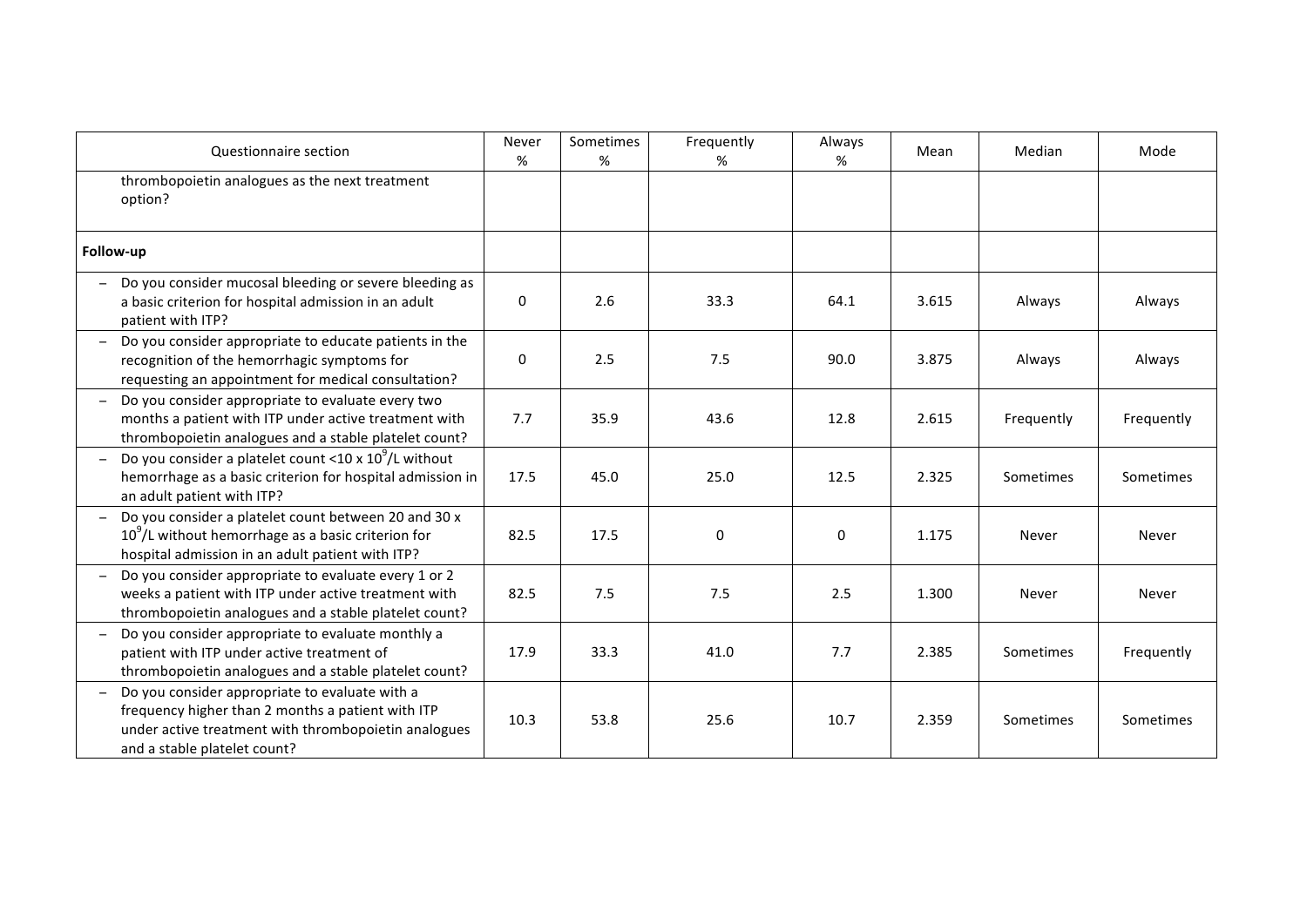| Questionnaire section | Never % | Sometimes % | Frequently % | Always % | Mean | Median | Mode |
|---|---|---|---|---|---|---|---|
| thrombopoietin analogues as the next treatment option? | | | | | | | |
| **Follow-up** | | | | | | | |
| – Do you consider mucosal bleeding or severe bleeding as a basic criterion for hospital admission in an adult patient with ITP? | 0 | 2.6 | 33.3 | 64.1 | 3.615 | Always | Always |
| – Do you consider appropriate to educate patients in the recognition of the hemorrhagic symptoms for requesting an appointment for medical consultation? | 0 | 2.5 | 7.5 | 90.0 | 3.875 | Always | Always |
| – Do you consider appropriate to evaluate every two months a patient with ITP under active treatment with thrombopoietin analogues and a stable platelet count? | 7.7 | 35.9 | 43.6 | 12.8 | 2.615 | Frequently | Frequently |
| – Do you consider a platelet count <10 x $10^9$/L without hemorrhage as a basic criterion for hospital admission in an adult patient with ITP? | 17.5 | 45.0 | 25.0 | 12.5 | 2.325 | Sometimes | Sometimes |
| – Do you consider a platelet count between 20 and 30 x $10^9$/L without hemorrhage as a basic criterion for hospital admission in an adult patient with ITP? | 82.5 | 17.5 | 0 | 0 | 1.175 | Never | Never |
| – Do you consider appropriate to evaluate every 1 or 2 weeks a patient with ITP under active treatment with thrombopoietin analogues and a stable platelet count? | 82.5 | 7.5 | 7.5 | 2.5 | 1.300 | Never | Never |
| – Do you consider appropriate to evaluate monthly a patient with ITP under active treatment of thrombopoietin analogues and a stable platelet count? | 17.9 | 33.3 | 41.0 | 7.7 | 2.385 | Sometimes | Frequently |
| – Do you consider appropriate to evaluate with a frequency higher than 2 months a patient with ITP under active treatment with thrombopoietin analogues and a stable platelet count? | 10.3 | 53.8 | 25.6 | 10.7 | 2.359 | Sometimes | Sometimes |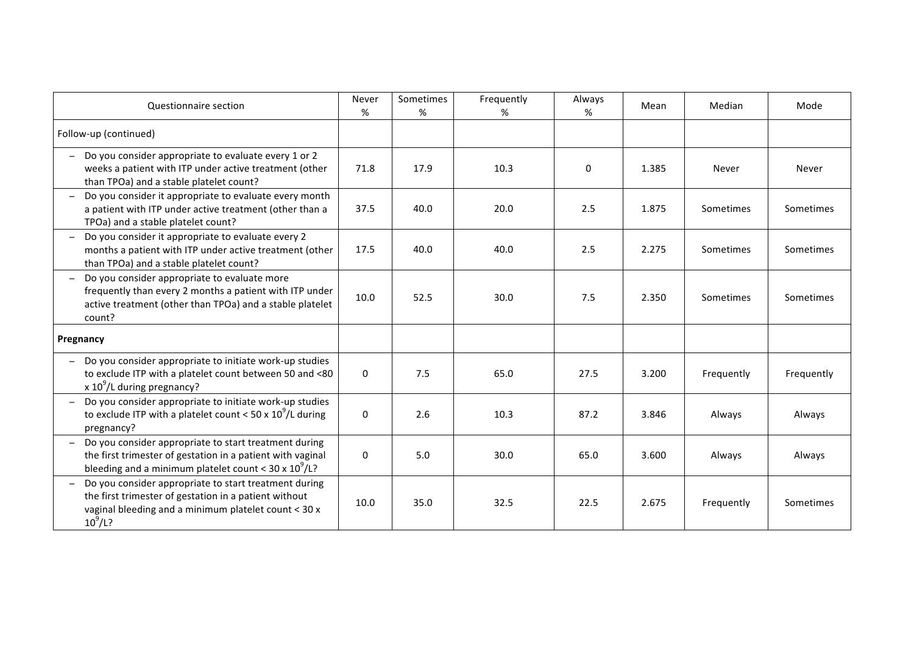| Questionnaire section | Never % | Sometimes % | Frequently % | Always % | Mean | Median | Mode |
| --- | --- | --- | --- | --- | --- | --- | --- |
| Follow-up (continued) | | | | | | | |
| – Do you consider appropriate to evaluate every 1 or 2 weeks a patient with ITP under active treatment (other than TPOa) and a stable platelet count? | 71.8 | 17.9 | 10.3 | 0 | 1.385 | Never | Never |
| – Do you consider it appropriate to evaluate every month a patient with ITP under active treatment (other than a TPOa) and a stable platelet count? | 37.5 | 40.0 | 20.0 | 2.5 | 1.875 | Sometimes | Sometimes |
| – Do you consider it appropriate to evaluate every 2 months a patient with ITP under active treatment (other than TPOa) and a stable platelet count? | 17.5 | 40.0 | 40.0 | 2.5 | 2.275 | Sometimes | Sometimes |
| – Do you consider appropriate to evaluate more frequently than every 2 months a patient with ITP under active treatment (other than TPOa) and a stable platelet count? | 10.0 | 52.5 | 30.0 | 7.5 | 2.350 | Sometimes | Sometimes |
| **Pregnancy** | | | | | | | |
| – Do you consider appropriate to initiate work-up studies to exclude ITP with a platelet count between 50 and <80 x $10^9$/L during pregnancy? | 0 | 7.5 | 65.0 | 27.5 | 3.200 | Frequently | Frequently |
| – Do you consider appropriate to initiate work-up studies to exclude ITP with a platelet count < 50 x $10^9$/L during pregnancy? | 0 | 2.6 | 10.3 | 87.2 | 3.846 | Always | Always |
| – Do you consider appropriate to start treatment during the first trimester of gestation in a patient with vaginal bleeding and a minimum platelet count < 30 x $10^9$/L? | 0 | 5.0 | 30.0 | 65.0 | 3.600 | Always | Always |
| – Do you consider appropriate to start treatment during the first trimester of gestation in a patient without vaginal bleeding and a minimum platelet count < 30 x $10^9$/L? | 10.0 | 35.0 | 32.5 | 22.5 | 2.675 | Frequently | Sometimes |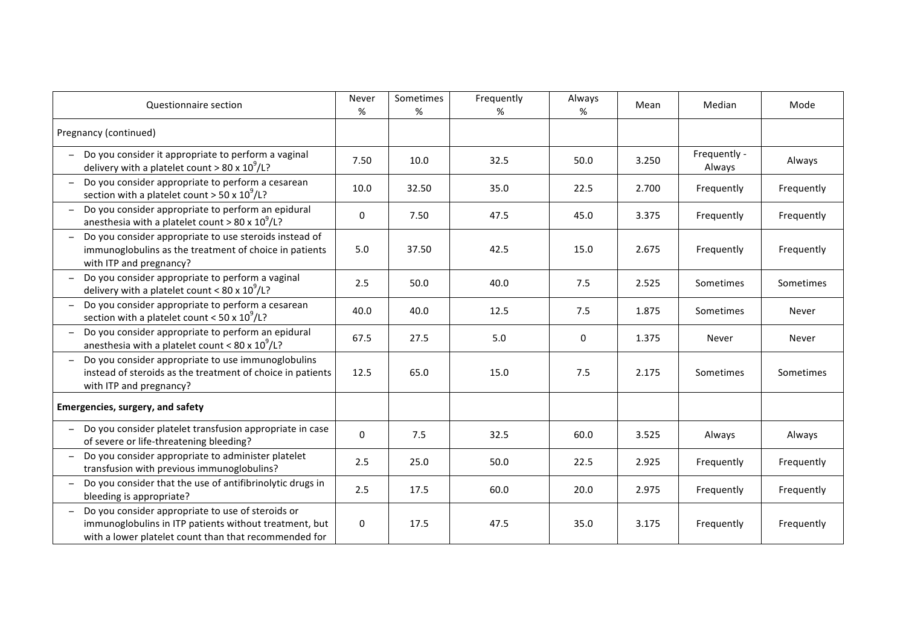| Questionnaire section | Never % | Sometimes % | Frequently % | Always % | Mean | Median | Mode |
|---|---|---|---|---|---|---|---|
| Pregnancy (continued) | | | | | | | |
| – Do you consider it appropriate to perform a vaginal delivery with a platelet count > 80 x $10^9$/L? | 7.50 | 10.0 | 32.5 | 50.0 | 3.250 | Frequently - Always | Always |
| – Do you consider appropriate to perform a cesarean section with a platelet count > 50 x $10^9$/L? | 10.0 | 32.50 | 35.0 | 22.5 | 2.700 | Frequently | Frequently |
| – Do you consider appropriate to perform an epidural anesthesia with a platelet count > 80 x $10^9$/L? | 0 | 7.50 | 47.5 | 45.0 | 3.375 | Frequently | Frequently |
| – Do you consider appropriate to use steroids instead of immunoglobulins as the treatment of choice in patients with ITP and pregnancy? | 5.0 | 37.50 | 42.5 | 15.0 | 2.675 | Frequently | Frequently |
| – Do you consider appropriate to perform a vaginal delivery with a platelet count < 80 x $10^9$/L? | 2.5 | 50.0 | 40.0 | 7.5 | 2.525 | Sometimes | Sometimes |
| – Do you consider appropriate to perform a cesarean section with a platelet count < 50 x $10^9$/L? | 40.0 | 40.0 | 12.5 | 7.5 | 1.875 | Sometimes | Never |
| – Do you consider appropriate to perform an epidural anesthesia with a platelet count < 80 x $10^9$/L? | 67.5 | 27.5 | 5.0 | 0 | 1.375 | Never | Never |
| – Do you consider appropriate to use immunoglobulins instead of steroids as the treatment of choice in patients with ITP and pregnancy? | 12.5 | 65.0 | 15.0 | 7.5 | 2.175 | Sometimes | Sometimes |
| **Emergencies, surgery, and safety** | | | | | | | |
| – Do you consider platelet transfusion appropriate in case of severe or life-threatening bleeding? | 0 | 7.5 | 32.5 | 60.0 | 3.525 | Always | Always |
| – Do you consider appropriate to administer platelet transfusion with previous immunoglobulins? | 2.5 | 25.0 | 50.0 | 22.5 | 2.925 | Frequently | Frequently |
| – Do you consider that the use of antifibrinolytic drugs in bleeding is appropriate? | 2.5 | 17.5 | 60.0 | 20.0 | 2.975 | Frequently | Frequently |
| – Do you consider appropriate to use of steroids or immunoglobulins in ITP patients without treatment, but with a lower platelet count than that recommended for | 0 | 17.5 | 47.5 | 35.0 | 3.175 | Frequently | Frequently |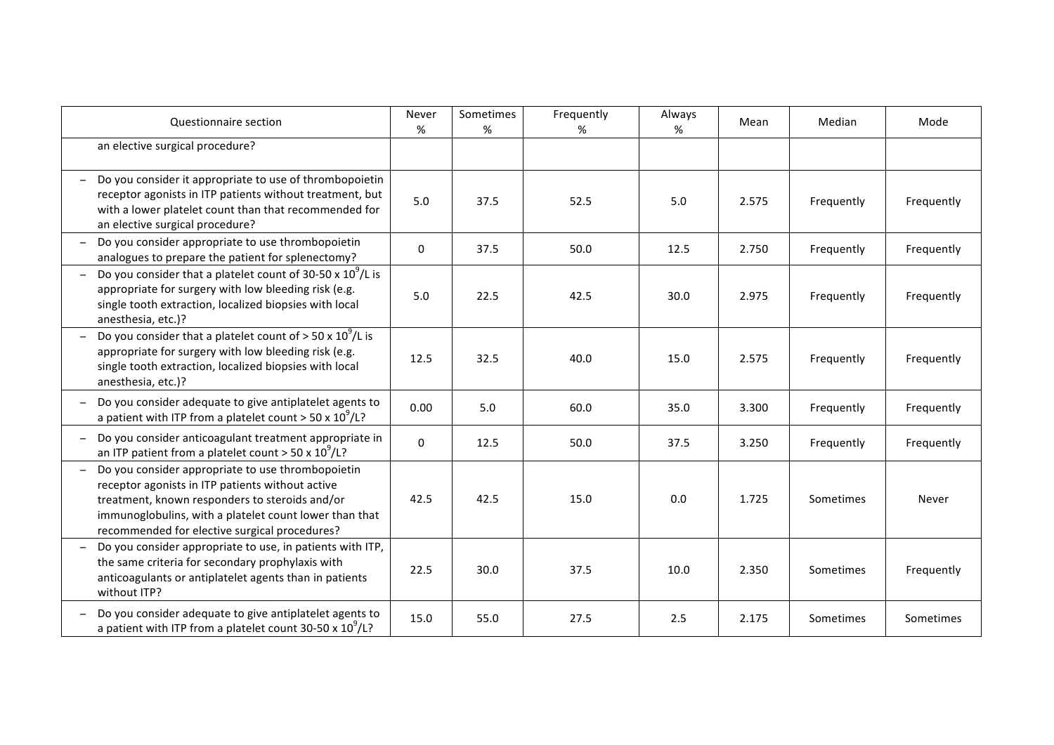| Questionnaire section | Never % | Sometimes % | Frequently % | Always % | Mean | Median | Mode |
|---|---|---|---|---|---|---|---|
| an elective surgical procedure? | | | | | | | |
| – Do you consider it appropriate to use of thrombopoietin receptor agonists in ITP patients without treatment, but with a lower platelet count than that recommended for an elective surgical procedure? | 5.0 | 37.5 | 52.5 | 5.0 | 2.575 | Frequently | Frequently |
| – Do you consider appropriate to use thrombopoietin analogues to prepare the patient for splenectomy? | 0 | 37.5 | 50.0 | 12.5 | 2.750 | Frequently | Frequently |
| – Do you consider that a platelet count of 30-50 x $10^9$/L is appropriate for surgery with low bleeding risk (e.g. single tooth extraction, localized biopsies with local anesthesia, etc.)? | 5.0 | 22.5 | 42.5 | 30.0 | 2.975 | Frequently | Frequently |
| – Do you consider that a platelet count of > 50 x $10^9$/L is appropriate for surgery with low bleeding risk (e.g. single tooth extraction, localized biopsies with local anesthesia, etc.)? | 12.5 | 32.5 | 40.0 | 15.0 | 2.575 | Frequently | Frequently |
| – Do you consider adequate to give antiplatelet agents to a patient with ITP from a platelet count > 50 x $10^9$/L? | 0.00 | 5.0 | 60.0 | 35.0 | 3.300 | Frequently | Frequently |
| – Do you consider anticoagulant treatment appropriate in an ITP patient from a platelet count > 50 x $10^9$/L? | 0 | 12.5 | 50.0 | 37.5 | 3.250 | Frequently | Frequently |
| – Do you consider appropriate to use thrombopoietin receptor agonists in ITP patients without active treatment, known responders to steroids and/or immunoglobulins, with a platelet count lower than that recommended for elective surgical procedures? | 42.5 | 42.5 | 15.0 | 0.0 | 1.725 | Sometimes | Never |
| – Do you consider appropriate to use, in patients with ITP, the same criteria for secondary prophylaxis with anticoagulants or antiplatelet agents than in patients without ITP? | 22.5 | 30.0 | 37.5 | 10.0 | 2.350 | Sometimes | Frequently |
| – Do you consider adequate to give antiplatelet agents to a patient with ITP from a platelet count 30-50 x $10^9$/L? | 15.0 | 55.0 | 27.5 | 2.5 | 2.175 | Sometimes | Sometimes |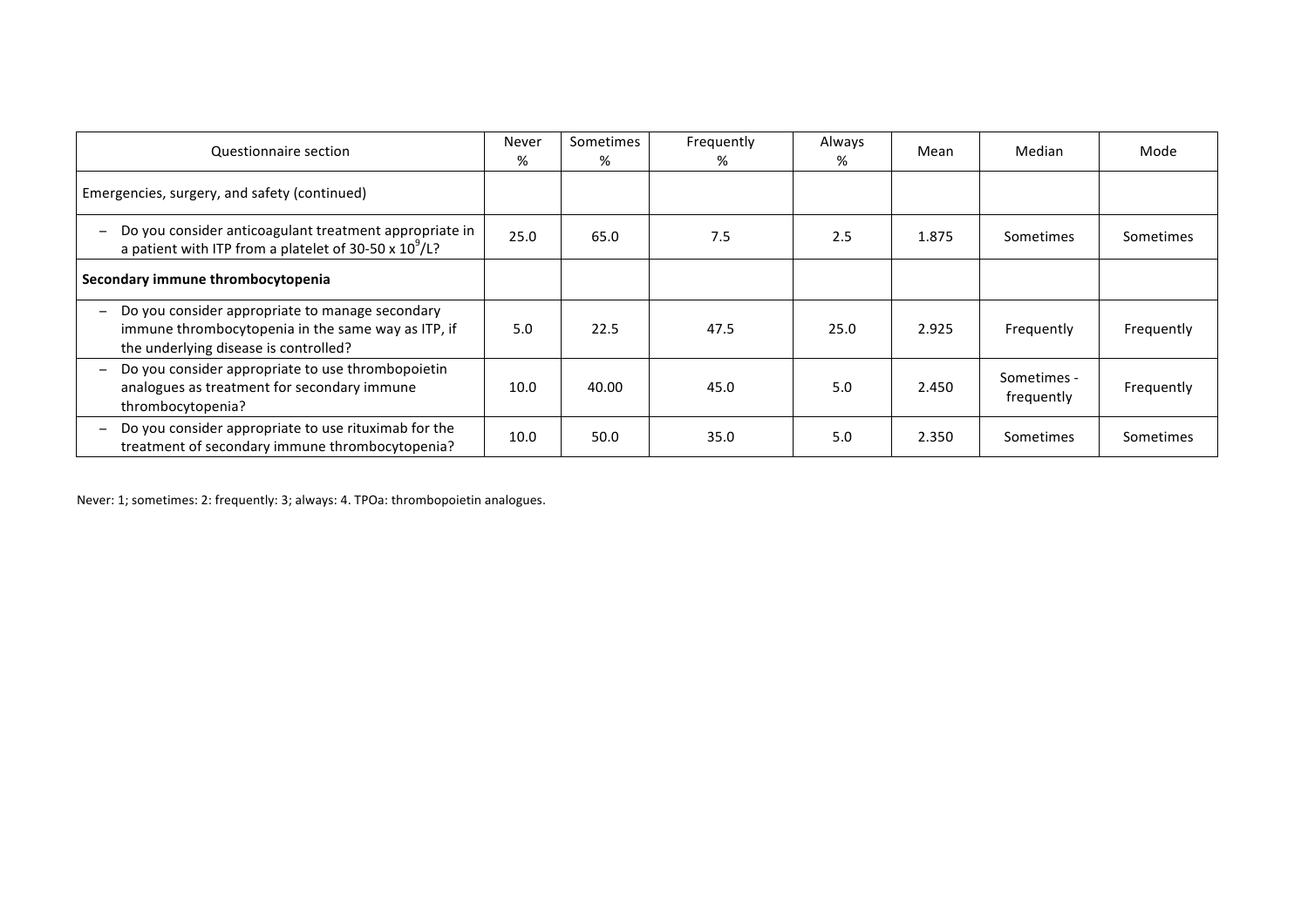| Questionnaire section | Never % | Sometimes % | Frequently % | Always % | Mean | Median | Mode |
|---|---|---|---|---|---|---|---|
| Emergencies, surgery, and safety (continued) | | | | | | | |
| – Do you consider anticoagulant treatment appropriate in a patient with ITP from a platelet of 30-50 x $10^9$/L? | 25.0 | 65.0 | 7.5 | 2.5 | 1.875 | Sometimes | Sometimes |
| **Secondary immune thrombocytopenia** | | | | | | | |
| – Do you consider appropriate to manage secondary immune thrombocytopenia in the same way as ITP, if the underlying disease is controlled? | 5.0 | 22.5 | 47.5 | 25.0 | 2.925 | Frequently | Frequently |
| – Do you consider appropriate to use thrombopoietin analogues as treatment for secondary immune thrombocytopenia? | 10.0 | 40.00 | 45.0 | 5.0 | 2.450 | Sometimes - frequently | Frequently |
| – Do you consider appropriate to use rituximab for the treatment of secondary immune thrombocytopenia? | 10.0 | 50.0 | 35.0 | 5.0 | 2.350 | Sometimes | Sometimes |

Never: 1; sometimes: 2: frequently: 3; always: 4. TPOa: thrombopoietin analogues.